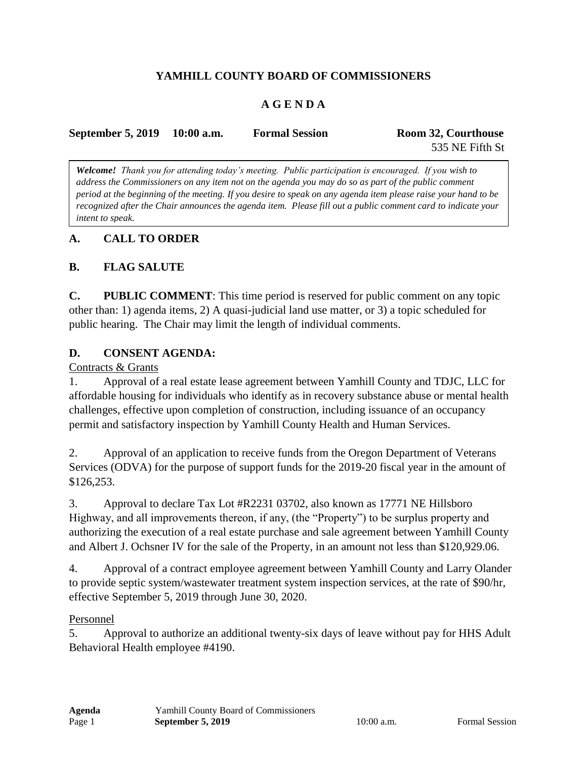# YAMHILL COUNTY BOARD OF COMMISSIONERS

## A G E N D A

**September 5, 2019 10:00 a.m. Formal Session Room 32, Courthouse**
535 NE Fifth St

*__Welcome!__ Thank you for attending today's meeting. Public participation is encouraged. If you wish to address the Commissioners on any item not on the agenda you may do so as part of the public comment period at the beginning of the meeting. If you desire to speak on any agenda item please raise your hand to be recognized after the Chair announces the agenda item. Please fill out a public comment card to indicate your intent to speak.*

## A. CALL TO ORDER

## B. FLAG SALUTE

**C. PUBLIC COMMENT**: This time period is reserved for public comment on any topic other than: 1) agenda items, 2) A quasi-judicial land use matter, or 3) a topic scheduled for public hearing. The Chair may limit the length of individual comments.

## D. CONSENT AGENDA:

Contracts & Grants

1. Approval of a real estate lease agreement between Yamhill County and TDJC, LLC for affordable housing for individuals who identify as in recovery substance abuse or mental health challenges, effective upon completion of construction, including issuance of an occupancy permit and satisfactory inspection by Yamhill County Health and Human Services.

2. Approval of an application to receive funds from the Oregon Department of Veterans Services (ODVA) for the purpose of support funds for the 2019-20 fiscal year in the amount of $126,253.

3. Approval to declare Tax Lot #R2231 03702, also known as 17771 NE Hillsboro Highway, and all improvements thereon, if any, (the "Property") to be surplus property and authorizing the execution of a real estate purchase and sale agreement between Yamhill County and Albert J. Ochsner IV for the sale of the Property, in an amount not less than $120,929.06.

4. Approval of a contract employee agreement between Yamhill County and Larry Olander to provide septic system/wastewater treatment system inspection services, at the rate of $90/hr, effective September 5, 2019 through June 30, 2020.

Personnel

5. Approval to authorize an additional twenty-six days of leave without pay for HHS Adult Behavioral Health employee #4190.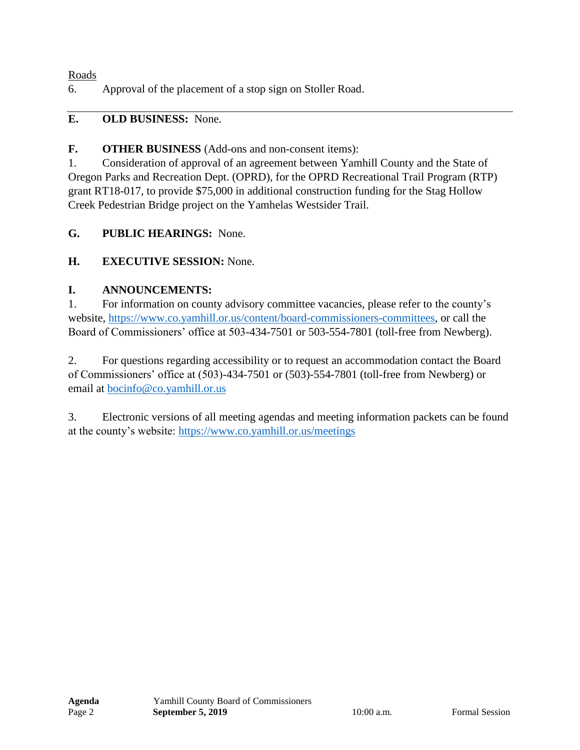Roads

6. Approval of the placement of a stop sign on Stoller Road.

---

**E. OLD BUSINESS:** None.

**F. OTHER BUSINESS** (Add-ons and non-consent items):

1. Consideration of approval of an agreement between Yamhill County and the State of Oregon Parks and Recreation Dept. (OPRD), for the OPRD Recreational Trail Program (RTP) grant RT18-017, to provide $75,000 in additional construction funding for the Stag Hollow Creek Pedestrian Bridge project on the Yamhelas Westsider Trail.

**G. PUBLIC HEARINGS:** None.

**H. EXECUTIVE SESSION:** None.

**I. ANNOUNCEMENTS:**

1. For information on county advisory committee vacancies, please refer to the county's website, https://www.co.yamhill.or.us/content/board-commissioners-committees, or call the Board of Commissioners' office at 503-434-7501 or 503-554-7801 (toll-free from Newberg).

2. For questions regarding accessibility or to request an accommodation contact the Board of Commissioners' office at (503)-434-7501 or (503)-554-7801 (toll-free from Newberg) or email at bocinfo@co.yamhill.or.us

3. Electronic versions of all meeting agendas and meeting information packets can be found at the county's website: https://www.co.yamhill.or.us/meetings